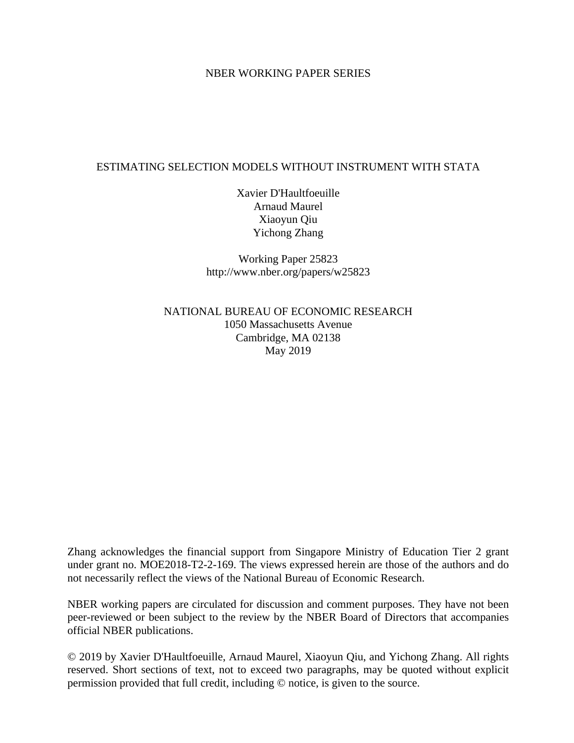NBER WORKING PAPER SERIES

# ESTIMATING SELECTION MODELS WITHOUT INSTRUMENT WITH STATA

Xavier D'Haultfoeuille
Arnaud Maurel
Xiaoyun Qiu
Yichong Zhang

Working Paper 25823
http://www.nber.org/papers/w25823

NATIONAL BUREAU OF ECONOMIC RESEARCH
1050 Massachusetts Avenue
Cambridge, MA 02138
May 2019

Zhang acknowledges the financial support from Singapore Ministry of Education Tier 2 grant under grant no. MOE2018-T2-2-169. The views expressed herein are those of the authors and do not necessarily reflect the views of the National Bureau of Economic Research.

NBER working papers are circulated for discussion and comment purposes. They have not been peer-reviewed or been subject to the review by the NBER Board of Directors that accompanies official NBER publications.

© 2019 by Xavier D'Haultfoeuille, Arnaud Maurel, Xiaoyun Qiu, and Yichong Zhang. All rights reserved. Short sections of text, not to exceed two paragraphs, may be quoted without explicit permission provided that full credit, including © notice, is given to the source.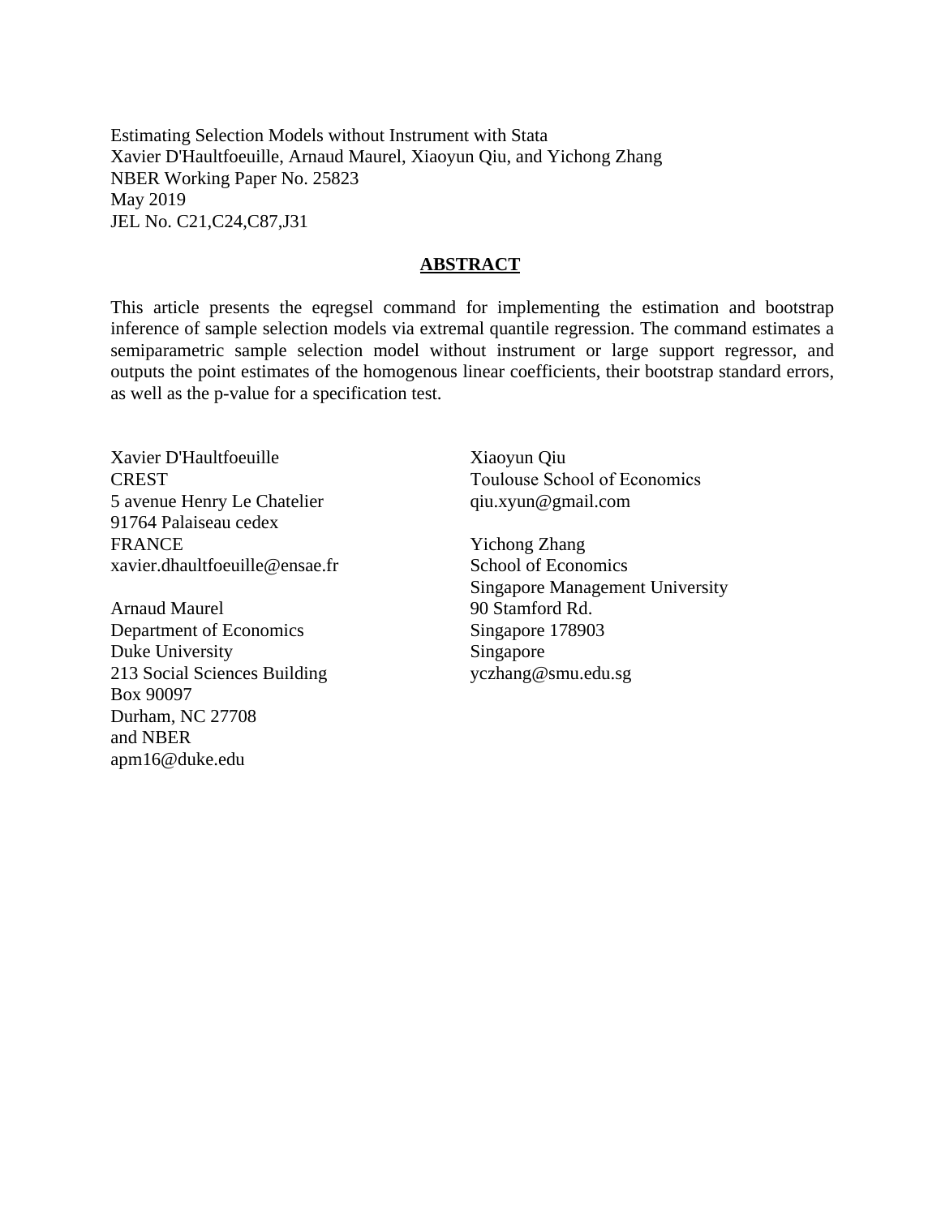Estimating Selection Models without Instrument with Stata
Xavier D'Haultfoeuille, Arnaud Maurel, Xiaoyun Qiu, and Yichong Zhang
NBER Working Paper No. 25823
May 2019
JEL No. C21,C24,C87,J31

## ABSTRACT

This article presents the eqregsel command for implementing the estimation and bootstrap inference of sample selection models via extremal quantile regression. The command estimates a semiparametric sample selection model without instrument or large support regressor, and outputs the point estimates of the homogenous linear coefficients, their bootstrap standard errors, as well as the p-value for a specification test.

Xavier D'Haultfoeuille
CREST
5 avenue Henry Le Chatelier
91764 Palaiseau cedex
FRANCE
xavier.dhaultfoeuille@ensae.fr

Arnaud Maurel
Department of Economics
Duke University
213 Social Sciences Building
Box 90097
Durham, NC 27708
and NBER
apm16@duke.edu

Xiaoyun Qiu
Toulouse School of Economics
qiu.xyun@gmail.com

Yichong Zhang
School of Economics
Singapore Management University
90 Stamford Rd.
Singapore 178903
Singapore
yczhang@smu.edu.sg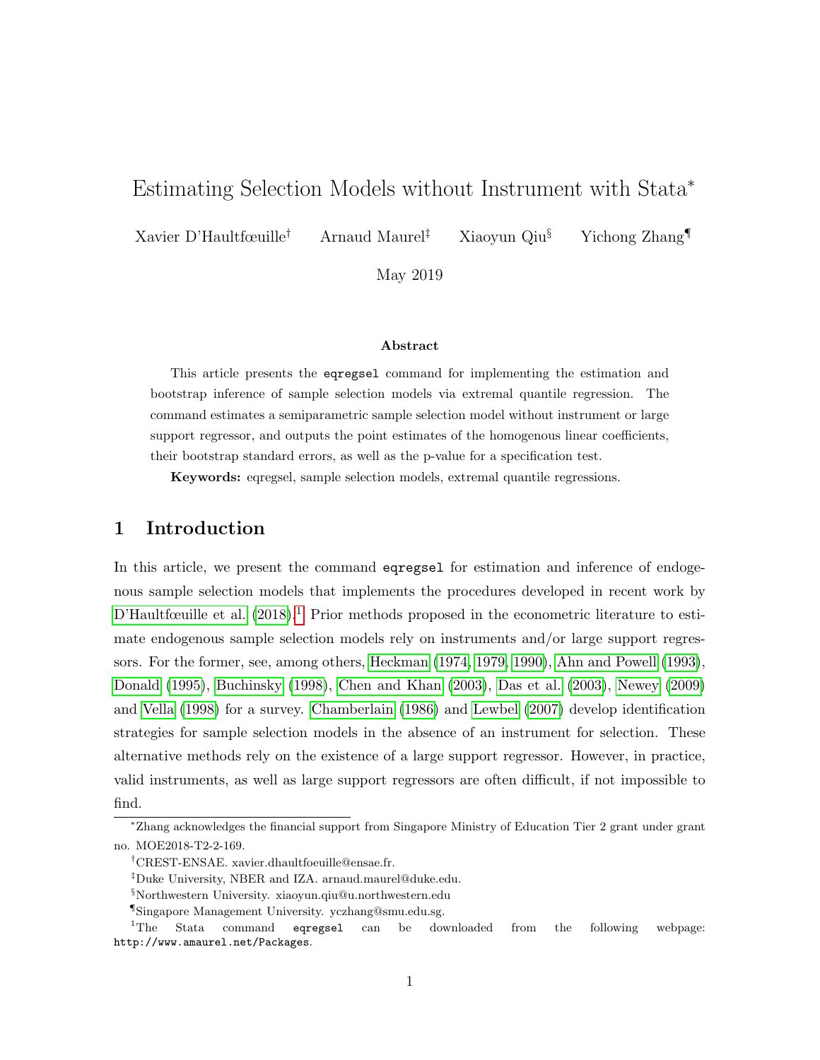# Estimating Selection Models without Instrument with Stata*

Xavier D'Haultfœuille[†] Arnaud Maurel[‡] Xiaoyun Qiu[§] Yichong Zhang[¶]

May 2019

**Abstract**

This article presents the `eqregsel` command for implementing the estimation and bootstrap inference of sample selection models via extremal quantile regression. The command estimates a semiparametric sample selection model without instrument or large support regressor, and outputs the point estimates of the homogenous linear coefficients, their bootstrap standard errors, as well as the p-value for a specification test.

**Keywords:** eqregsel, sample selection models, extremal quantile regressions.

## 1 Introduction

In this article, we present the command `eqregsel` for estimation and inference of endogenous sample selection models that implements the procedures developed in recent work by D'Haultfœuille et al. (2018).[1] Prior methods proposed in the econometric literature to estimate endogenous sample selection models rely on instruments and/or large support regressors. For the former, see, among others, Heckman (1974, 1979, 1990), Ahn and Powell (1993), Donald (1995), Buchinsky (1998), Chen and Khan (2003), Das et al. (2003), Newey (2009) and Vella (1998) for a survey. Chamberlain (1986) and Lewbel (2007) develop identification strategies for sample selection models in the absence of an instrument for selection. These alternative methods rely on the existence of a large support regressor. However, in practice, valid instruments, as well as large support regressors are often difficult, if not impossible to find.

---

*Zhang acknowledges the financial support from Singapore Ministry of Education Tier 2 grant under grant no. MOE2018-T2-2-169.

[†]CREST-ENSAE. xavier.dhaultfoeuille@ensae.fr.

[‡]Duke University, NBER and IZA. arnaud.maurel@duke.edu.

[§]Northwestern University. xiaoyun.qiu@u.northwestern.edu

[¶]Singapore Management University. yczhang@smu.edu.sg.

[1]The Stata command `eqregsel` can be downloaded from the following webpage: `http://www.amaurel.net/Packages`.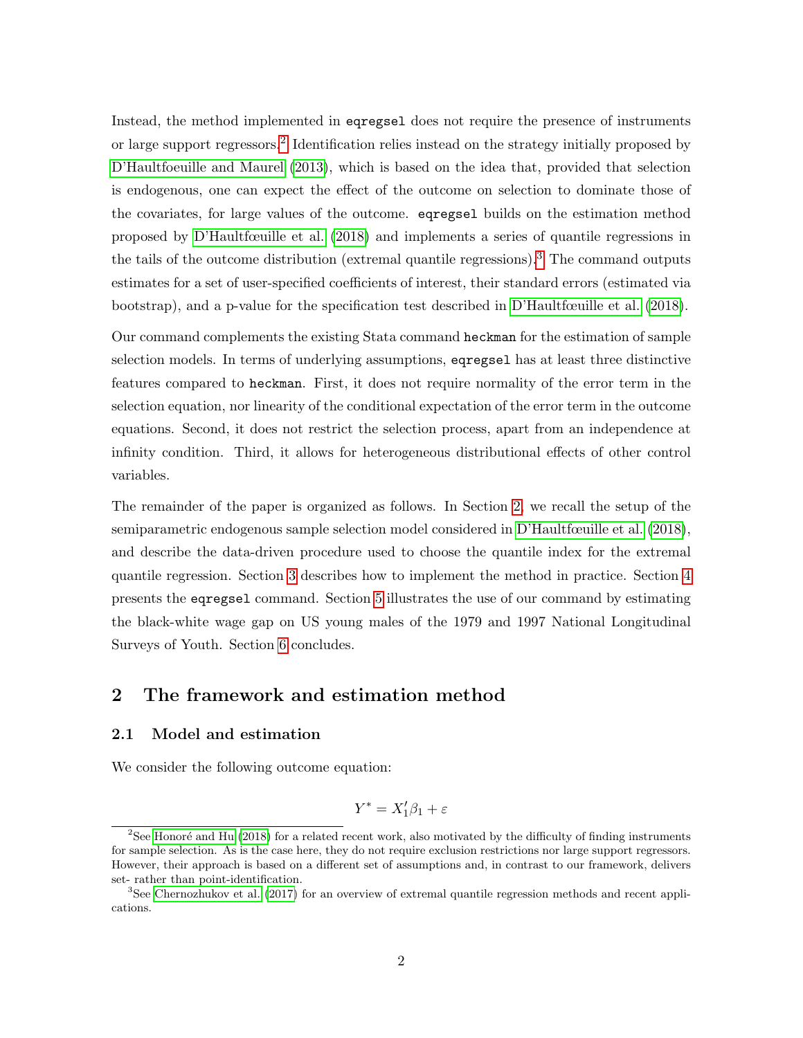Instead, the method implemented in eqregsel does not require the presence of instruments or large support regressors.[2] Identification relies instead on the strategy initially proposed by D'Haultfoeuille and Maurel (2013), which is based on the idea that, provided that selection is endogenous, one can expect the effect of the outcome on selection to dominate those of the covariates, for large values of the outcome. eqregsel builds on the estimation method proposed by D'Haultfœuille et al. (2018) and implements a series of quantile regressions in the tails of the outcome distribution (extremal quantile regressions).[3] The command outputs estimates for a set of user-specified coefficients of interest, their standard errors (estimated via bootstrap), and a p-value for the specification test described in D'Haultfœuille et al. (2018).

Our command complements the existing Stata command heckman for the estimation of sample selection models. In terms of underlying assumptions, eqregsel has at least three distinctive features compared to heckman. First, it does not require normality of the error term in the selection equation, nor linearity of the conditional expectation of the error term in the outcome equations. Second, it does not restrict the selection process, apart from an independence at infinity condition. Third, it allows for heterogeneous distributional effects of other control variables.

The remainder of the paper is organized as follows. In Section 2, we recall the setup of the semiparametric endogenous sample selection model considered in D'Haultfœuille et al. (2018), and describe the data-driven procedure used to choose the quantile index for the extremal quantile regression. Section 3 describes how to implement the method in practice. Section 4 presents the eqregsel command. Section 5 illustrates the use of our command by estimating the black-white wage gap on US young males of the 1979 and 1997 National Longitudinal Surveys of Youth. Section 6 concludes.

## 2 The framework and estimation method

### 2.1 Model and estimation

We consider the following outcome equation:

$$Y^* = X_1'\beta_1 + \varepsilon$$

[2] See Honoré and Hu (2018) for a related recent work, also motivated by the difficulty of finding instruments for sample selection. As is the case here, they do not require exclusion restrictions nor large support regressors. However, their approach is based on a different set of assumptions and, in contrast to our framework, delivers set- rather than point-identification.

[3] See Chernozhukov et al. (2017) for an overview of extremal quantile regression methods and recent applications.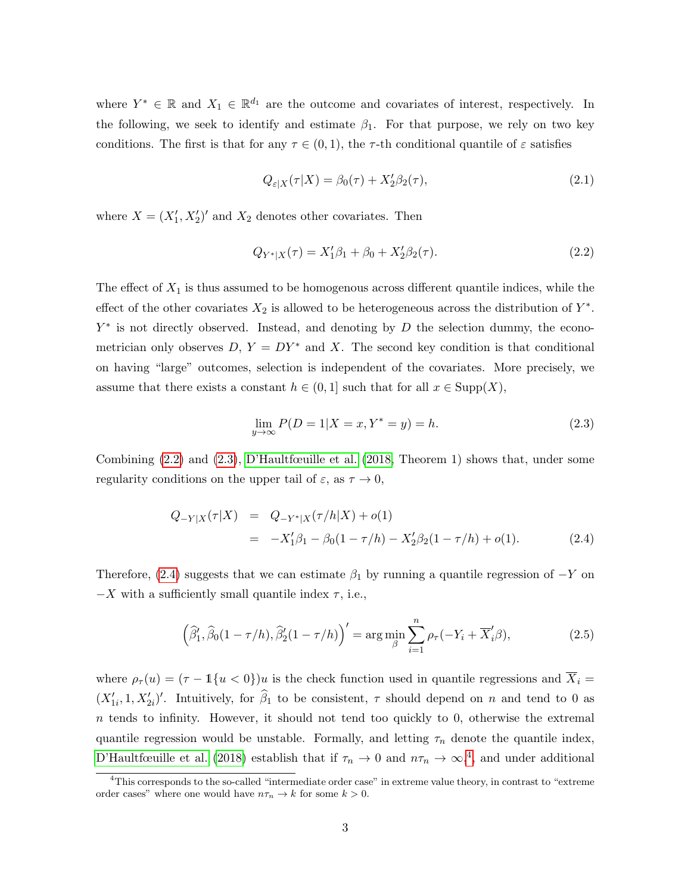where $Y^* \in \mathbb{R}$ and $X_1 \in \mathbb{R}^{d_1}$ are the outcome and covariates of interest, respectively. In the following, we seek to identify and estimate $\beta_1$. For that purpose, we rely on two key conditions. The first is that for any $\tau \in (0,1)$, the $\tau$-th conditional quantile of $\varepsilon$ satisfies

$$Q_{\varepsilon|X}(\tau|X) = \beta_0(\tau) + X_2'\beta_2(\tau), \tag{2.1}$$

where $X = (X_1', X_2')'$ and $X_2$ denotes other covariates. Then

$$Q_{Y^*|X}(\tau) = X_1'\beta_1 + \beta_0 + X_2'\beta_2(\tau). \tag{2.2}$$

The effect of $X_1$ is thus assumed to be homogenous across different quantile indices, while the effect of the other covariates $X_2$ is allowed to be heterogeneous across the distribution of $Y^*$. $Y^*$ is not directly observed. Instead, and denoting by $D$ the selection dummy, the econometrician only observes $D$, $Y = DY^*$ and $X$. The second key condition is that conditional on having "large" outcomes, selection is independent of the covariates. More precisely, we assume that there exists a constant $h \in (0,1]$ such that for all $x \in \text{Supp}(X)$,

$$\lim_{y \to \infty} P(D = 1 | X = x, Y^* = y) = h. \tag{2.3}$$

Combining (2.2) and (2.3), D'Haultfœuille et al. (2018, Theorem 1) shows that, under some regularity conditions on the upper tail of $\varepsilon$, as $\tau \to 0$,

$$\begin{aligned} Q_{-Y|X}(\tau|X) &= Q_{-Y^*|X}(\tau/h|X) + o(1) \\ &= -X_1'\beta_1 - \beta_0(1-\tau/h) - X_2'\beta_2(1-\tau/h) + o(1). \end{aligned} \tag{2.4}$$

Therefore, (2.4) suggests that we can estimate $\beta_1$ by running a quantile regression of $-Y$ on $-X$ with a sufficiently small quantile index $\tau$, i.e.,

$$\left(\widehat{\beta}_1', \widehat{\beta}_0(1-\tau/h), \widehat{\beta}_2'(1-\tau/h)\right)' = \arg\min_{\beta} \sum_{i=1}^{n} \rho_\tau(-Y_i + \overline{X}_i'\beta), \tag{2.5}$$

where $\rho_\tau(u) = (\tau - \mathbb{1}\{u < 0\})u$ is the check function used in quantile regressions and $\overline{X}_i = (X_{1i}', 1, X_{2i}')'$. Intuitively, for $\widehat{\beta}_1$ to be consistent, $\tau$ should depend on $n$ and tend to 0 as $n$ tends to infinity. However, it should not tend too quickly to 0, otherwise the extremal quantile regression would be unstable. Formally, and letting $\tau_n$ denote the quantile index, D'Haultfœuille et al. (2018) establish that if $\tau_n \to 0$ and $n\tau_n \to \infty$,[4] and under additional

[4] This corresponds to the so-called "intermediate order case" in extreme value theory, in contrast to "extreme order cases" where one would have $n\tau_n \to k$ for some $k > 0$.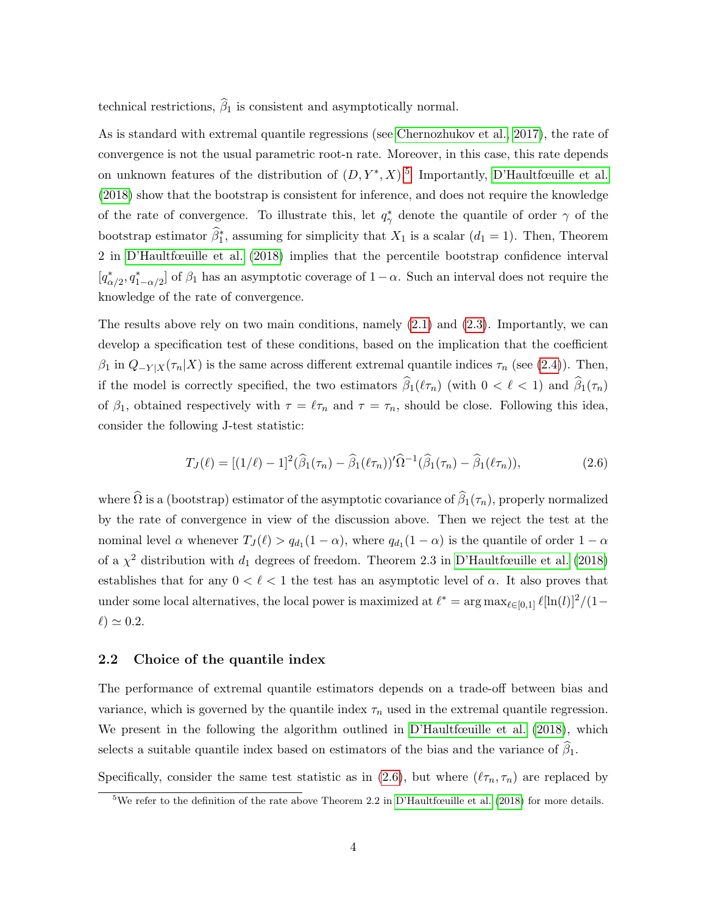technical restrictions, $\widehat{\beta}_1$ is consistent and asymptotically normal.

As is standard with extremal quantile regressions (see Chernozhukov et al., 2017), the rate of convergence is not the usual parametric root-n rate. Moreover, in this case, this rate depends on unknown features of the distribution of $(D, Y^*, X)$.[5] Importantly, D'Haultfœuille et al. (2018) show that the bootstrap is consistent for inference, and does not require the knowledge of the rate of convergence. To illustrate this, let $q^*_\gamma$ denote the quantile of order $\gamma$ of the bootstrap estimator $\widehat{\beta}^*_1$, assuming for simplicity that $X_1$ is a scalar ($d_1 = 1$). Then, Theorem 2 in D'Haultfœuille et al. (2018) implies that the percentile bootstrap confidence interval $[q^*_{\alpha/2}, q^*_{1-\alpha/2}]$ of $\beta_1$ has an asymptotic coverage of $1 - \alpha$. Such an interval does not require the knowledge of the rate of convergence.

The results above rely on two main conditions, namely (2.1) and (2.3). Importantly, we can develop a specification test of these conditions, based on the implication that the coefficient $\beta_1$ in $Q_{-Y|X}(\tau_n|X)$ is the same across different extremal quantile indices $\tau_n$ (see (2.4)). Then, if the model is correctly specified, the two estimators $\widehat{\beta}_1(\ell\tau_n)$ (with $0 < \ell < 1$) and $\widehat{\beta}_1(\tau_n)$ of $\beta_1$, obtained respectively with $\tau = \ell\tau_n$ and $\tau = \tau_n$, should be close. Following this idea, consider the following J-test statistic:

$$T_J(\ell) = [(1/\ell) - 1]^2(\widehat{\beta}_1(\tau_n) - \widehat{\beta}_1(\ell\tau_n))'\widehat{\Omega}^{-1}(\widehat{\beta}_1(\tau_n) - \widehat{\beta}_1(\ell\tau_n)), \tag{2.6}$$

where $\widehat{\Omega}$ is a (bootstrap) estimator of the asymptotic covariance of $\widehat{\beta}_1(\tau_n)$, properly normalized by the rate of convergence in view of the discussion above. Then we reject the test at the nominal level $\alpha$ whenever $T_J(\ell) > q_{d_1}(1-\alpha)$, where $q_{d_1}(1-\alpha)$ is the quantile of order $1-\alpha$ of a $\chi^2$ distribution with $d_1$ degrees of freedom. Theorem 2.3 in D'Haultfœuille et al. (2018) establishes that for any $0 < \ell < 1$ the test has an asymptotic level of $\alpha$. It also proves that under some local alternatives, the local power is maximized at $\ell^* = \arg\max_{\ell \in [0,1]} \ell[\ln(l)]^2/(1-\ell) \simeq 0.2$.

## 2.2 Choice of the quantile index

The performance of extremal quantile estimators depends on a trade-off between bias and variance, which is governed by the quantile index $\tau_n$ used in the extremal quantile regression. We present in the following the algorithm outlined in D'Haultfœuille et al. (2018), which selects a suitable quantile index based on estimators of the bias and the variance of $\widehat{\beta}_1$.

Specifically, consider the same test statistic as in (2.6), but where $(\ell\tau_n, \tau_n)$ are replaced by

[5] We refer to the definition of the rate above Theorem 2.2 in D'Haultfœuille et al. (2018) for more details.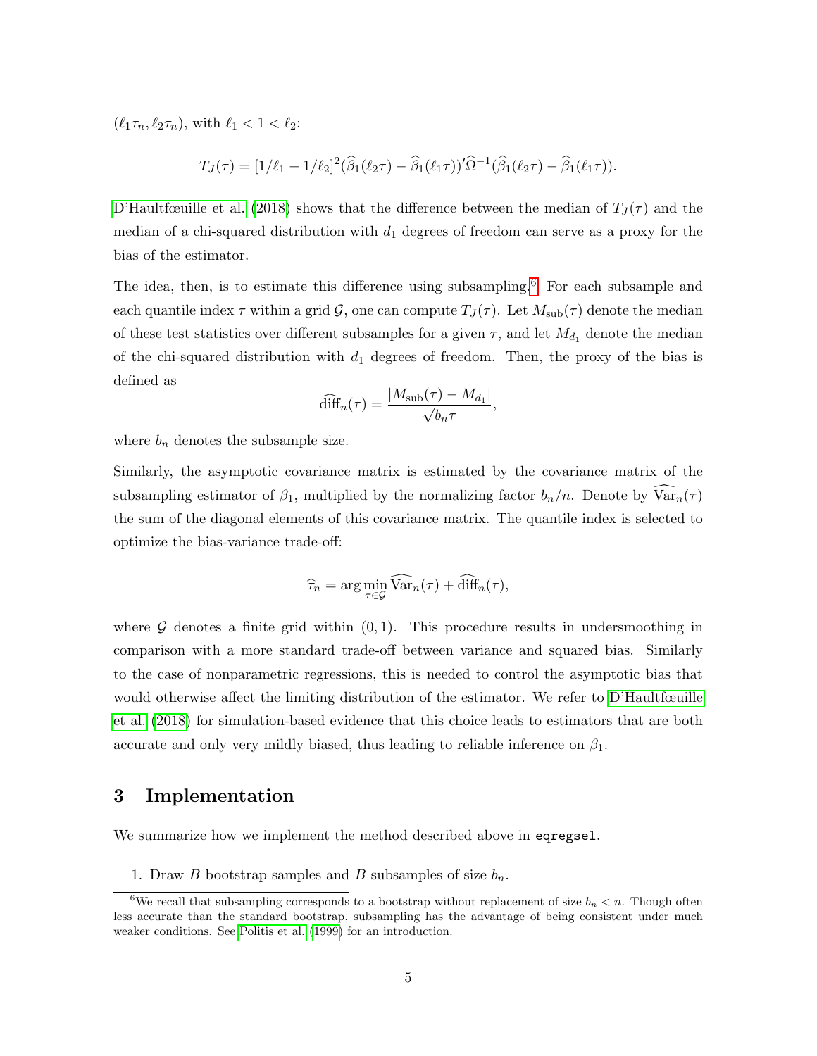$(\ell_1\tau_n, \ell_2\tau_n)$, with $\ell_1 < 1 < \ell_2$:

$$T_J(\tau) = [1/\ell_1 - 1/\ell_2]^2(\widehat{\beta}_1(\ell_2\tau) - \widehat{\beta}_1(\ell_1\tau))'\widehat{\Omega}^{-1}(\widehat{\beta}_1(\ell_2\tau) - \widehat{\beta}_1(\ell_1\tau)).$$

D'Haultfœuille et al. (2018) shows that the difference between the median of $T_J(\tau)$ and the median of a chi-squared distribution with $d_1$ degrees of freedom can serve as a proxy for the bias of the estimator.

The idea, then, is to estimate this difference using subsampling.[6] For each subsample and each quantile index $\tau$ within a grid $\mathcal{G}$, one can compute $T_J(\tau)$. Let $M_{\text{sub}}(\tau)$ denote the median of these test statistics over different subsamples for a given $\tau$, and let $M_{d_1}$ denote the median of the chi-squared distribution with $d_1$ degrees of freedom. Then, the proxy of the bias is defined as

$$\widehat{\text{diff}}_n(\tau) = \frac{|M_{\text{sub}}(\tau) - M_{d_1}|}{\sqrt{b_n\tau}},$$

where $b_n$ denotes the subsample size.

Similarly, the asymptotic covariance matrix is estimated by the covariance matrix of the subsampling estimator of $\beta_1$, multiplied by the normalizing factor $b_n/n$. Denote by $\widehat{\text{Var}}_n(\tau)$ the sum of the diagonal elements of this covariance matrix. The quantile index is selected to optimize the bias-variance trade-off:

$$\widehat{\tau}_n = \arg\min_{\tau\in\mathcal{G}} \widehat{\text{Var}}_n(\tau) + \widehat{\text{diff}}_n(\tau),$$

where $\mathcal{G}$ denotes a finite grid within $(0, 1)$. This procedure results in undersmoothing in comparison with a more standard trade-off between variance and squared bias. Similarly to the case of nonparametric regressions, this is needed to control the asymptotic bias that would otherwise affect the limiting distribution of the estimator. We refer to D'Haultfœuille et al. (2018) for simulation-based evidence that this choice leads to estimators that are both accurate and only very mildly biased, thus leading to reliable inference on $\beta_1$.

# 3 Implementation

We summarize how we implement the method described above in `eqregsel`.

1. Draw $B$ bootstrap samples and $B$ subsamples of size $b_n$.

[6] We recall that subsampling corresponds to a bootstrap without replacement of size $b_n < n$. Though often less accurate than the standard bootstrap, subsampling has the advantage of being consistent under much weaker conditions. See Politis et al. (1999) for an introduction.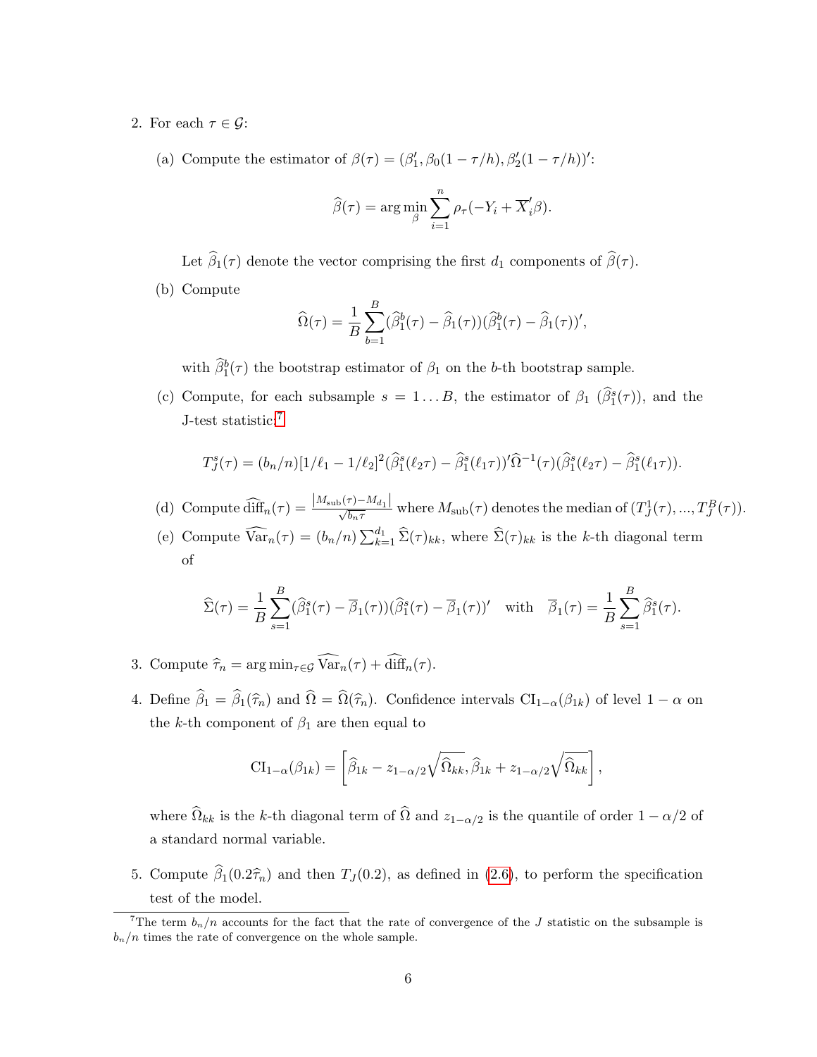2. For each $\tau \in \mathcal{G}$:

   (a) Compute the estimator of $\beta(\tau) = (\beta_1', \beta_0(1-\tau/h), \beta_2'(1-\tau/h))'$:

   $$\widehat{\beta}(\tau) = \arg\min_{\beta} \sum_{i=1}^{n} \rho_\tau(-Y_i + \overline{X}_i'\beta).$$

   Let $\widehat{\beta}_1(\tau)$ denote the vector comprising the first $d_1$ components of $\widehat{\beta}(\tau)$.

   (b) Compute

   $$\widehat{\Omega}(\tau) = \frac{1}{B}\sum_{b=1}^{B}(\widehat{\beta}_1^b(\tau) - \widehat{\beta}_1(\tau))(\widehat{\beta}_1^b(\tau) - \widehat{\beta}_1(\tau))',$$

   with $\widehat{\beta}_1^b(\tau)$ the bootstrap estimator of $\beta_1$ on the $b$-th bootstrap sample.

   (c) Compute, for each subsample $s = 1 \dots B$, the estimator of $\beta_1$ ($\widehat{\beta}_1^s(\tau)$), and the J-test statistic:[7]

   $$T_J^s(\tau) = (b_n/n)[1/\ell_1 - 1/\ell_2]^2(\widehat{\beta}_1^s(\ell_2\tau) - \widehat{\beta}_1^s(\ell_1\tau))'\widehat{\Omega}^{-1}(\tau)(\widehat{\beta}_1^s(\ell_2\tau) - \widehat{\beta}_1^s(\ell_1\tau)).$$

   (d) Compute $\widehat{\text{diff}}_n(\tau) = \frac{|M_{\text{sub}}(\tau) - M_{d_1}|}{\sqrt{b_n\tau}}$ where $M_{\text{sub}}(\tau)$ denotes the median of $(T_J^1(\tau), ..., T_J^B(\tau))$.

   (e) Compute $\widehat{\text{Var}}_n(\tau) = (b_n/n)\sum_{k=1}^{d_1}\widehat{\Sigma}(\tau)_{kk}$, where $\widehat{\Sigma}(\tau)_{kk}$ is the $k$-th diagonal term of

   $$\widehat{\Sigma}(\tau) = \frac{1}{B}\sum_{s=1}^{B}(\widehat{\beta}_1^s(\tau) - \overline{\beta}_1(\tau))(\widehat{\beta}_1^s(\tau) - \overline{\beta}_1(\tau))' \quad \text{with} \quad \overline{\beta}_1(\tau) = \frac{1}{B}\sum_{s=1}^{B}\widehat{\beta}_1^s(\tau).$$

3. Compute $\widehat{\tau}_n = \arg\min_{\tau \in \mathcal{G}} \widehat{\text{Var}}_n(\tau) + \widehat{\text{diff}}_n(\tau)$.

4. Define $\widehat{\beta}_1 = \widehat{\beta}_1(\widehat{\tau}_n)$ and $\widehat{\Omega} = \widehat{\Omega}(\widehat{\tau}_n)$. Confidence intervals $\text{CI}_{1-\alpha}(\beta_{1k})$ of level $1-\alpha$ on the $k$-th component of $\beta_1$ are then equal to

   $$\text{CI}_{1-\alpha}(\beta_{1k}) = \left[\widehat{\beta}_{1k} - z_{1-\alpha/2}\sqrt{\widehat{\Omega}_{kk}}, \widehat{\beta}_{1k} + z_{1-\alpha/2}\sqrt{\widehat{\Omega}_{kk}}\right],$$

   where $\widehat{\Omega}_{kk}$ is the $k$-th diagonal term of $\widehat{\Omega}$ and $z_{1-\alpha/2}$ is the quantile of order $1-\alpha/2$ of a standard normal variable.

5. Compute $\widehat{\beta}_1(0.2\widehat{\tau}_n)$ and then $T_J(0.2)$, as defined in (2.6), to perform the specification test of the model.

[7] The term $b_n/n$ accounts for the fact that the rate of convergence of the $J$ statistic on the subsample is $b_n/n$ times the rate of convergence on the whole sample.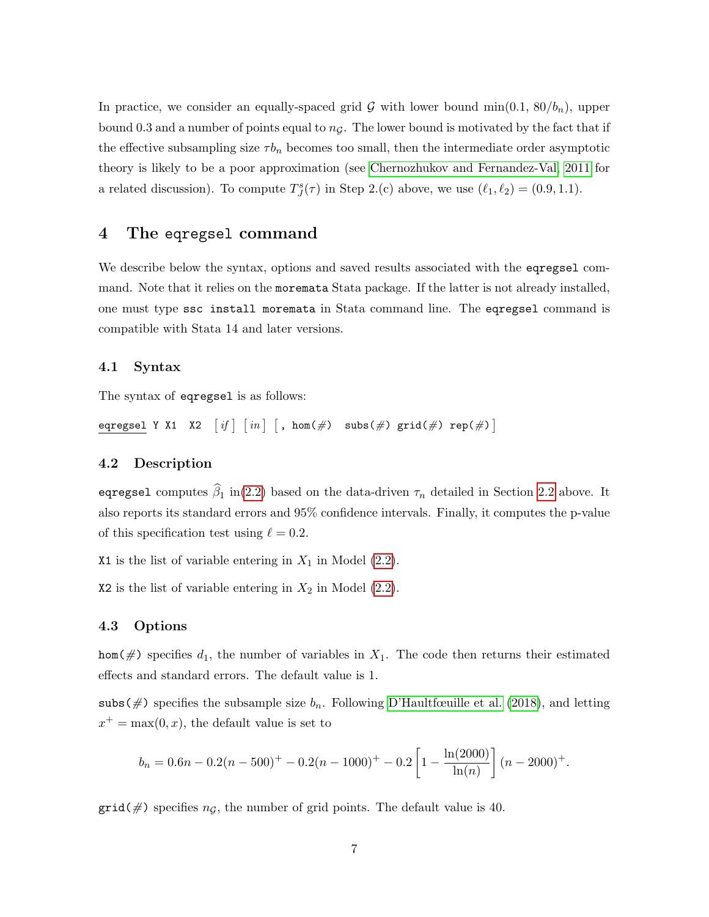In practice, we consider an equally-spaced grid $\mathcal{G}$ with lower bound $\min(0.1, 80/b_n)$, upper bound 0.3 and a number of points equal to $n_{\mathcal{G}}$. The lower bound is motivated by the fact that if the effective subsampling size $\tau b_n$ becomes too small, then the intermediate order asymptotic theory is likely to be a poor approximation (see Chernozhukov and Fernandez-Val, 2011 for a related discussion). To compute $T_J^s(\tau)$ in Step 2.(c) above, we use $(\ell_1, \ell_2) = (0.9, 1.1)$.

## 4 The `eqregsel` command

We describe below the syntax, options and saved results associated with the `eqregsel` command. Note that it relies on the `moremata` Stata package. If the latter is not already installed, one must type `ssc install moremata` in Stata command line. The `eqregsel` command is compatible with Stata 14 and later versions.

### 4.1 Syntax

The syntax of `eqregsel` is as follows:

```
eqregsel Y X1  X2  [if] [in] [, hom(#)  subs(#) grid(#) rep(#)]
```

### 4.2 Description

`eqregsel` computes $\widehat{\beta}_1$ in(2.2) based on the data-driven $\tau_n$ detailed in Section 2.2 above. It also reports its standard errors and 95% confidence intervals. Finally, it computes the p-value of this specification test using $\ell = 0.2$.

`X1` is the list of variable entering in $X_1$ in Model (2.2).

`X2` is the list of variable entering in $X_2$ in Model (2.2).

### 4.3 Options

`hom(#)` specifies $d_1$, the number of variables in $X_1$. The code then returns their estimated effects and standard errors. The default value is 1.

`subs(#)` specifies the subsample size $b_n$. Following D'Haultfœuille et al. (2018), and letting $x^+ = \max(0, x)$, the default value is set to

$$b_n = 0.6n - 0.2(n - 500)^+ - 0.2(n - 1000)^+ - 0.2\left[1 - \frac{\ln(2000)}{\ln(n)}\right](n - 2000)^+.$$

`grid(#)` specifies $n_{\mathcal{G}}$, the number of grid points. The default value is 40.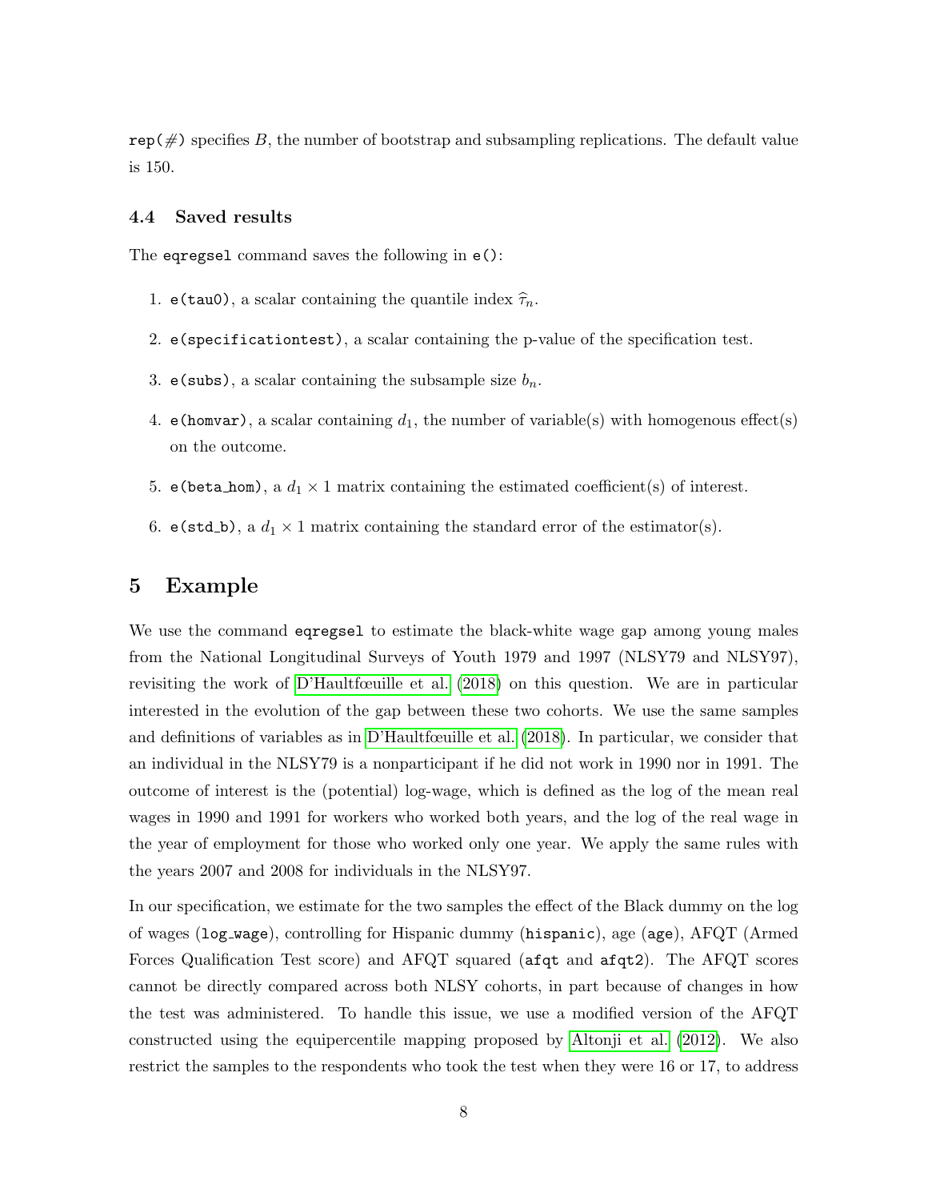`rep(#)` specifies $B$, the number of bootstrap and subsampling replications. The default value is 150.

### 4.4 Saved results

The `eqregsel` command saves the following in `e()`:

1. `e(tau0)`, a scalar containing the quantile index $\widehat{\tau}_n$.
2. `e(specificationtest)`, a scalar containing the p-value of the specification test.
3. `e(subs)`, a scalar containing the subsample size $b_n$.
4. `e(homvar)`, a scalar containing $d_1$, the number of variable(s) with homogenous effect(s) on the outcome.
5. `e(beta_hom)`, a $d_1 \times 1$ matrix containing the estimated coefficient(s) of interest.
6. `e(std_b)`, a $d_1 \times 1$ matrix containing the standard error of the estimator(s).

## 5 Example

We use the command `eqregsel` to estimate the black-white wage gap among young males from the National Longitudinal Surveys of Youth 1979 and 1997 (NLSY79 and NLSY97), revisiting the work of D'Haultfœuille et al. (2018) on this question. We are in particular interested in the evolution of the gap between these two cohorts. We use the same samples and definitions of variables as in D'Haultfœuille et al. (2018). In particular, we consider that an individual in the NLSY79 is a nonparticipant if he did not work in 1990 nor in 1991. The outcome of interest is the (potential) log-wage, which is defined as the log of the mean real wages in 1990 and 1991 for workers who worked both years, and the log of the real wage in the year of employment for those who worked only one year. We apply the same rules with the years 2007 and 2008 for individuals in the NLSY97.

In our specification, we estimate for the two samples the effect of the Black dummy on the log of wages (`log_wage`), controlling for Hispanic dummy (`hispanic`), age (`age`), AFQT (Armed Forces Qualification Test score) and AFQT squared (`afqt` and `afqt2`). The AFQT scores cannot be directly compared across both NLSY cohorts, in part because of changes in how the test was administered. To handle this issue, we use a modified version of the AFQT constructed using the equipercentile mapping proposed by Altonji et al. (2012). We also restrict the samples to the respondents who took the test when they were 16 or 17, to address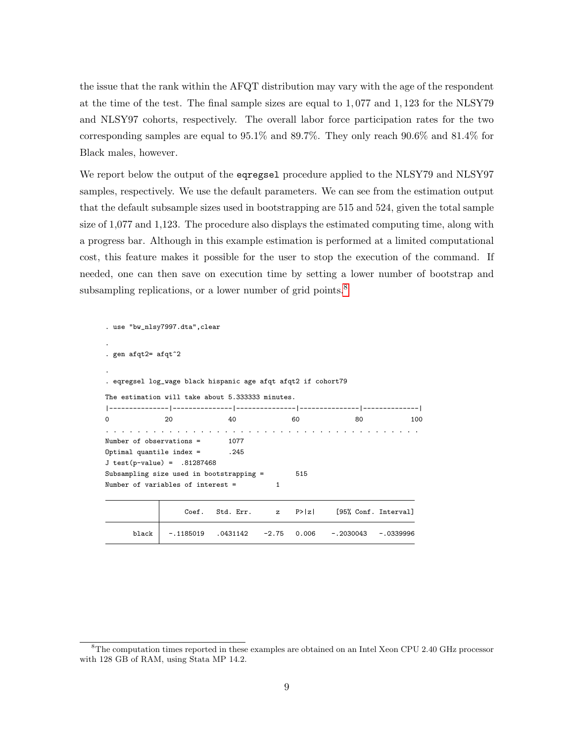the issue that the rank within the AFQT distribution may vary with the age of the respondent at the time of the test. The final sample sizes are equal to 1,077 and 1,123 for the NLSY79 and NLSY97 cohorts, respectively. The overall labor force participation rates for the two corresponding samples are equal to 95.1% and 89.7%. They only reach 90.6% and 81.4% for Black males, however.

We report below the output of the `eqregsel` procedure applied to the NLSY79 and NLSY97 samples, respectively. We use the default parameters. We can see from the estimation output that the default subsample sizes used in bootstrapping are 515 and 524, given the total sample size of 1,077 and 1,123. The procedure also displays the estimated computing time, along with a progress bar. Although in this example estimation is performed at a limited computational cost, this feature makes it possible for the user to stop the execution of the command. If needed, one can then save on execution time by setting a lower number of bootstrap and subsampling replications, or a lower number of grid points.[8]

```
. use "bw_nlsy7997.dta",clear

.
. gen afqt2= afqt^2

.
. eqregsel log_wage black hispanic age afqt afqt2 if cohort79

The estimation will take about 5.333333 minutes.
|---------------|---------------|---------------|---------------|--------------|
0              20              40              60              80            100
. . . . . . . . . . . . . . . . . . . . . . . . . . . . . . . . . . . . . . . .
Number of observations =       1077
Optimal quantile index =       .245
J test(p-value) =  .81287468
Subsampling size used in bootstrapping =        515
Number of variables of interest =         1

------------------------------------------------------------------------------
             |      Coef.   Std. Err.      z    P>|z|     [95% Conf. Interval]
-------------+----------------------------------------------------------------
       black |  -.1185019   .0431142    -2.75   0.006    -.2030043   -.0339996
------------------------------------------------------------------------------
```

[8] The computation times reported in these examples are obtained on an Intel Xeon CPU 2.40 GHz processor with 128 GB of RAM, using Stata MP 14.2.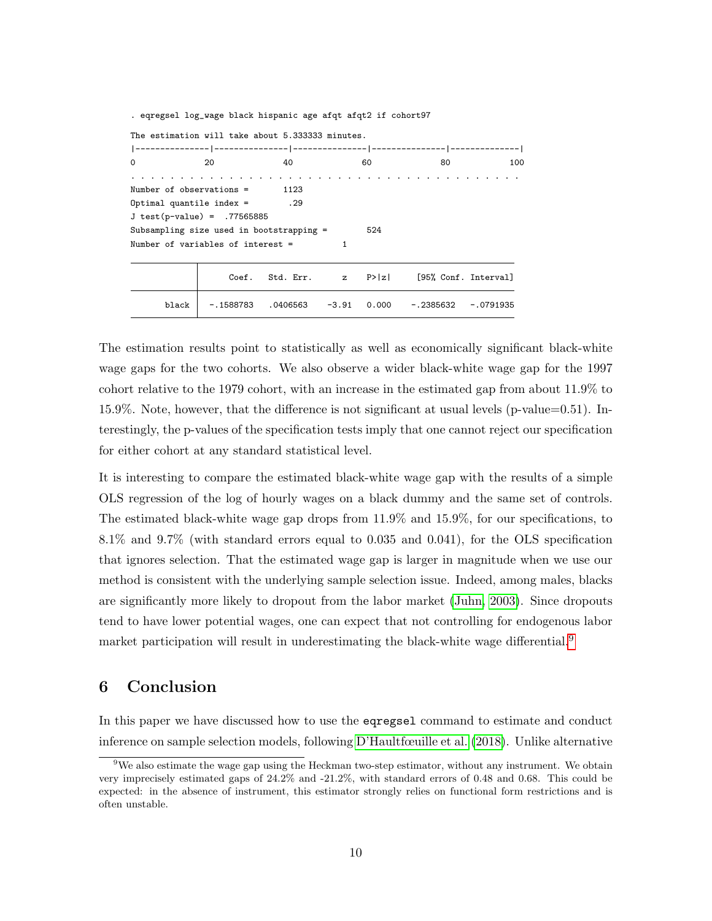```
. eqregsel log_wage black hispanic age afqt afqt2 if cohort97

The estimation will take about 5.333333 minutes.
|---------------|---------------|---------------|---------------|--------------|
0              20              40              60              80            100
. . . . . . . . . . . . . . . . . . . . . . . . . . . . . . . . . . . . . . . .
Number of observations =       1123
Optimal quantile index =        .29
J test(p-value) =  .77565885
Subsampling size used in bootstrapping =        524
Number of variables of interest =         1
```

| | Coef. | Std. Err. | z | P>\|z\| | [95% Conf. Interval] | |
|---|---|---|---|---|---|---|
| black | -.1588783 | .0406563 | -3.91 | 0.000 | -.2385632 | -.0791935 |

The estimation results point to statistically as well as economically significant black-white wage gaps for the two cohorts. We also observe a wider black-white wage gap for the 1997 cohort relative to the 1979 cohort, with an increase in the estimated gap from about 11.9% to 15.9%. Note, however, that the difference is not significant at usual levels (p-value=0.51). Interestingly, the p-values of the specification tests imply that one cannot reject our specification for either cohort at any standard statistical level.

It is interesting to compare the estimated black-white wage gap with the results of a simple OLS regression of the log of hourly wages on a black dummy and the same set of controls. The estimated black-white wage gap drops from 11.9% and 15.9%, for our specifications, to 8.1% and 9.7% (with standard errors equal to 0.035 and 0.041), for the OLS specification that ignores selection. That the estimated wage gap is larger in magnitude when we use our method is consistent with the underlying sample selection issue. Indeed, among males, blacks are significantly more likely to dropout from the labor market (Juhn, 2003). Since dropouts tend to have lower potential wages, one can expect that not controlling for endogenous labor market participation will result in underestimating the black-white wage differential.[9]

## 6 Conclusion

In this paper we have discussed how to use the `eqregsel` command to estimate and conduct inference on sample selection models, following D'Haultfœuille et al. (2018). Unlike alternative

[9] We also estimate the wage gap using the Heckman two-step estimator, without any instrument. We obtain very imprecisely estimated gaps of 24.2% and -21.2%, with standard errors of 0.48 and 0.68. This could be expected: in the absence of instrument, this estimator strongly relies on functional form restrictions and is often unstable.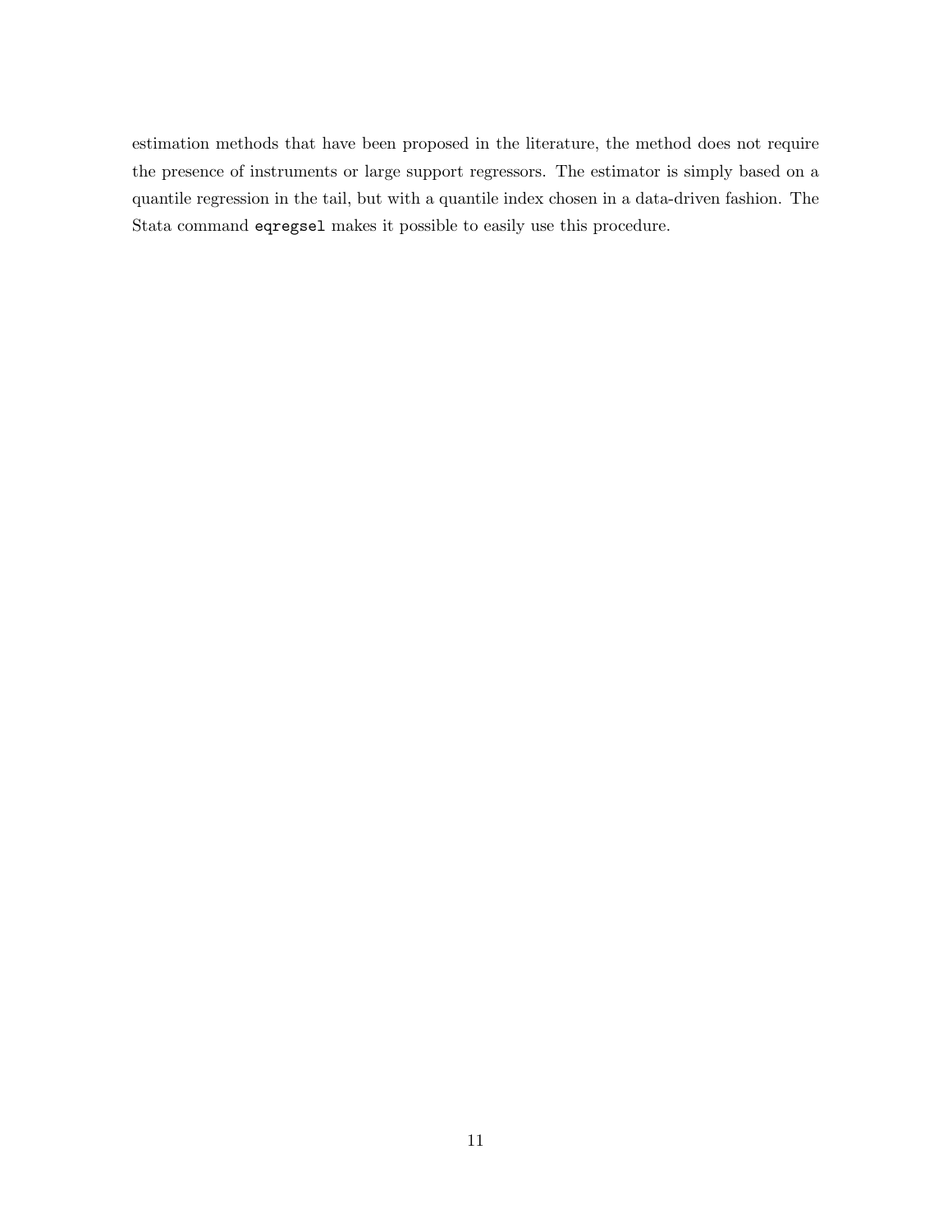estimation methods that have been proposed in the literature, the method does not require the presence of instruments or large support regressors. The estimator is simply based on a quantile regression in the tail, but with a quantile index chosen in a data-driven fashion. The Stata command `eqregsel` makes it possible to easily use this procedure.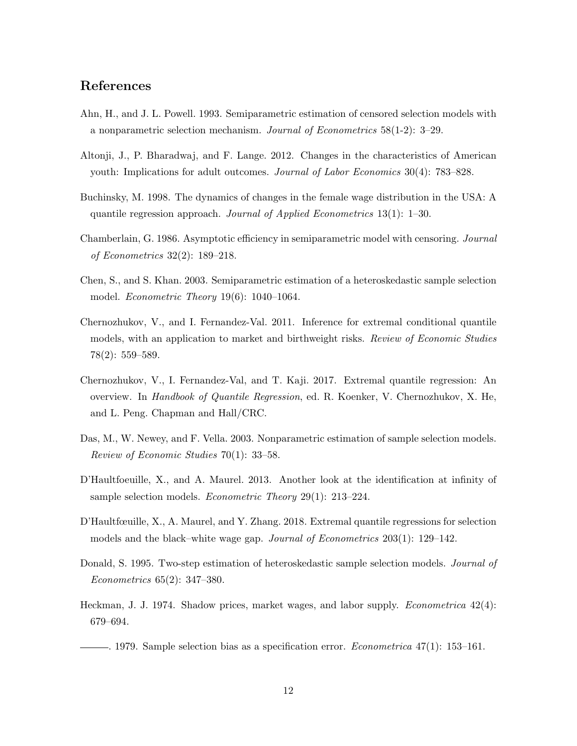## References

Ahn, H., and J. L. Powell. 1993. Semiparametric estimation of censored selection models with a nonparametric selection mechanism. *Journal of Econometrics* 58(1-2): 3–29.

Altonji, J., P. Bharadwaj, and F. Lange. 2012. Changes in the characteristics of American youth: Implications for adult outcomes. *Journal of Labor Economics* 30(4): 783–828.

Buchinsky, M. 1998. The dynamics of changes in the female wage distribution in the USA: A quantile regression approach. *Journal of Applied Econometrics* 13(1): 1–30.

Chamberlain, G. 1986. Asymptotic efficiency in semiparametric model with censoring. *Journal of Econometrics* 32(2): 189–218.

Chen, S., and S. Khan. 2003. Semiparametric estimation of a heteroskedastic sample selection model. *Econometric Theory* 19(6): 1040–1064.

Chernozhukov, V., and I. Fernandez-Val. 2011. Inference for extremal conditional quantile models, with an application to market and birthweight risks. *Review of Economic Studies* 78(2): 559–589.

Chernozhukov, V., I. Fernandez-Val, and T. Kaji. 2017. Extremal quantile regression: An overview. In *Handbook of Quantile Regression*, ed. R. Koenker, V. Chernozhukov, X. He, and L. Peng. Chapman and Hall/CRC.

Das, M., W. Newey, and F. Vella. 2003. Nonparametric estimation of sample selection models. *Review of Economic Studies* 70(1): 33–58.

D'Haultfoeuille, X., and A. Maurel. 2013. Another look at the identification at infinity of sample selection models. *Econometric Theory* 29(1): 213–224.

D'Haultfœuille, X., A. Maurel, and Y. Zhang. 2018. Extremal quantile regressions for selection models and the black–white wage gap. *Journal of Econometrics* 203(1): 129–142.

Donald, S. 1995. Two-step estimation of heteroskedastic sample selection models. *Journal of Econometrics* 65(2): 347–380.

Heckman, J. J. 1974. Shadow prices, market wages, and labor supply. *Econometrica* 42(4): 679–694.

———. 1979. Sample selection bias as a specification error. *Econometrica* 47(1): 153–161.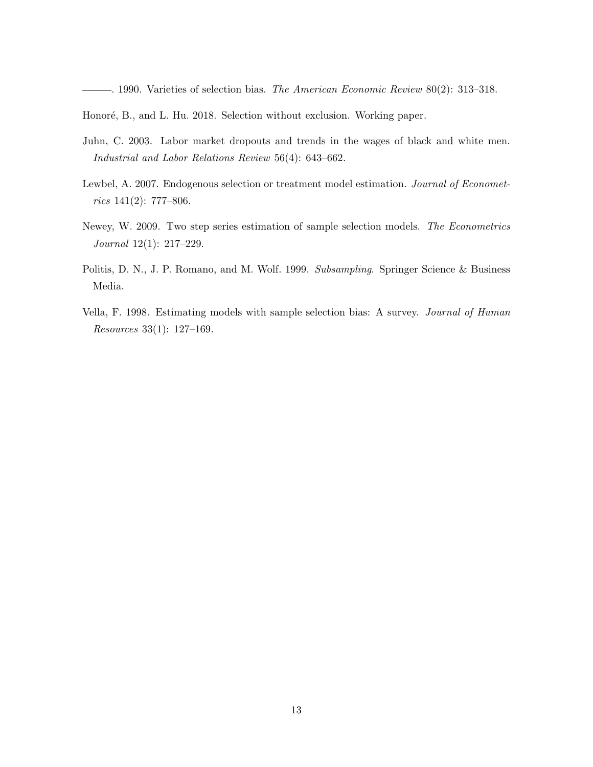———. 1990. Varieties of selection bias. *The American Economic Review* 80(2): 313–318.

Honoré, B., and L. Hu. 2018. Selection without exclusion. Working paper.

Juhn, C. 2003. Labor market dropouts and trends in the wages of black and white men. *Industrial and Labor Relations Review* 56(4): 643–662.

Lewbel, A. 2007. Endogenous selection or treatment model estimation. *Journal of Econometrics* 141(2): 777–806.

Newey, W. 2009. Two step series estimation of sample selection models. *The Econometrics Journal* 12(1): 217–229.

Politis, D. N., J. P. Romano, and M. Wolf. 1999. *Subsampling*. Springer Science & Business Media.

Vella, F. 1998. Estimating models with sample selection bias: A survey. *Journal of Human Resources* 33(1): 127–169.